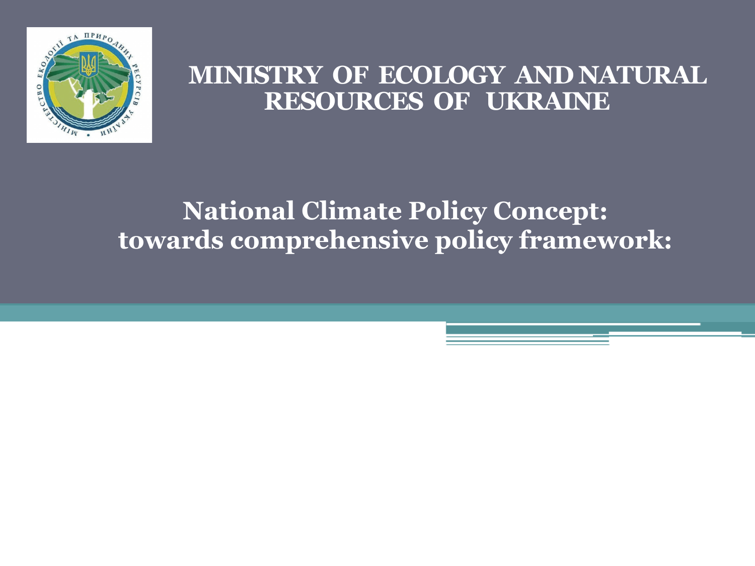# MINISTRY OF ECOLOGY AND NATURAL RESOURCES OF UKRAINE

## National Climate Policy Concept: towards comprehensive policy framework: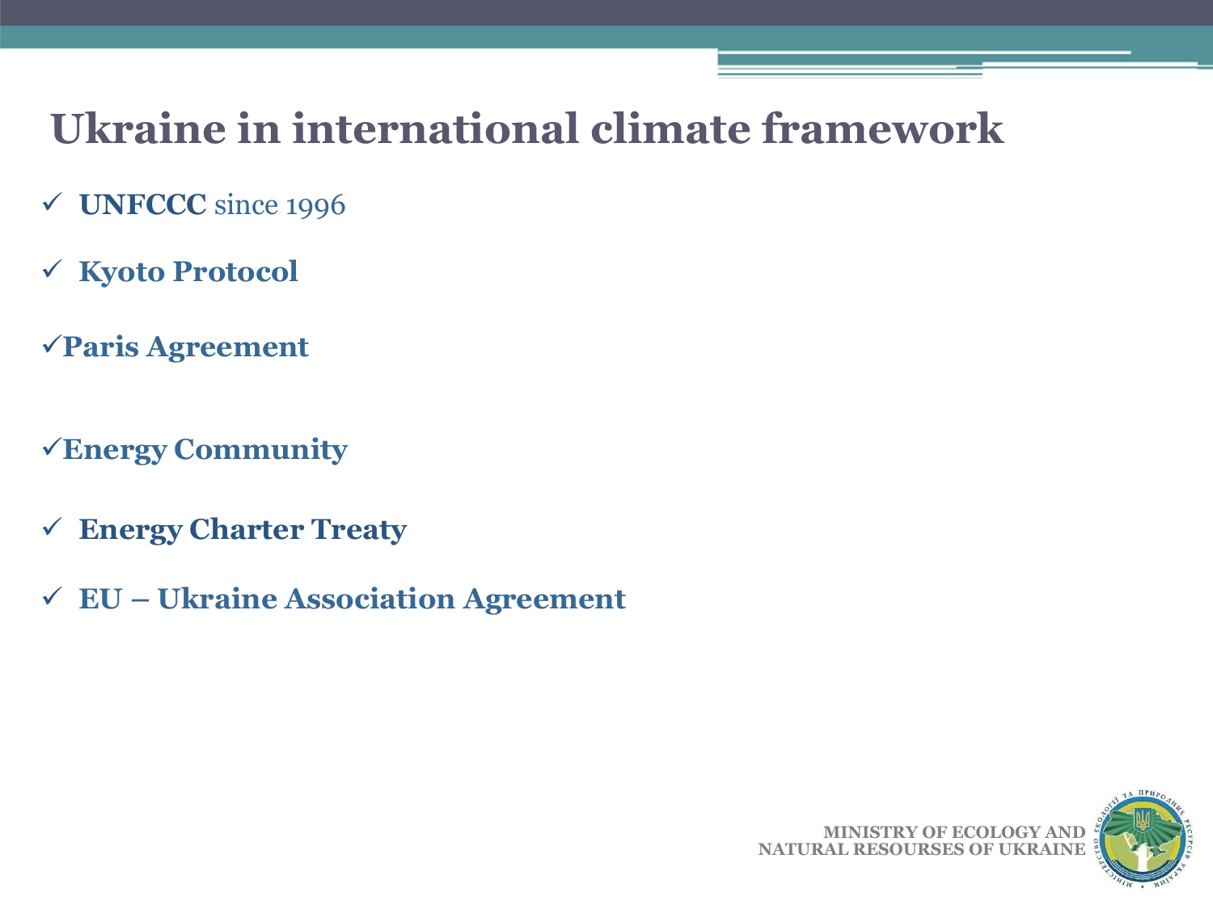# Ukraine in international climate framework

- ✓ **UNFCCC** since 1996
- ✓ **Kyoto Protocol**
- ✓ **Paris Agreement**
- ✓ **Energy Community**
- ✓ **Energy Charter Treaty**
- ✓ **EU – Ukraine Association Agreement**

MINISTRY OF ECOLOGY AND
NATURAL RESOURSES OF UKRAINE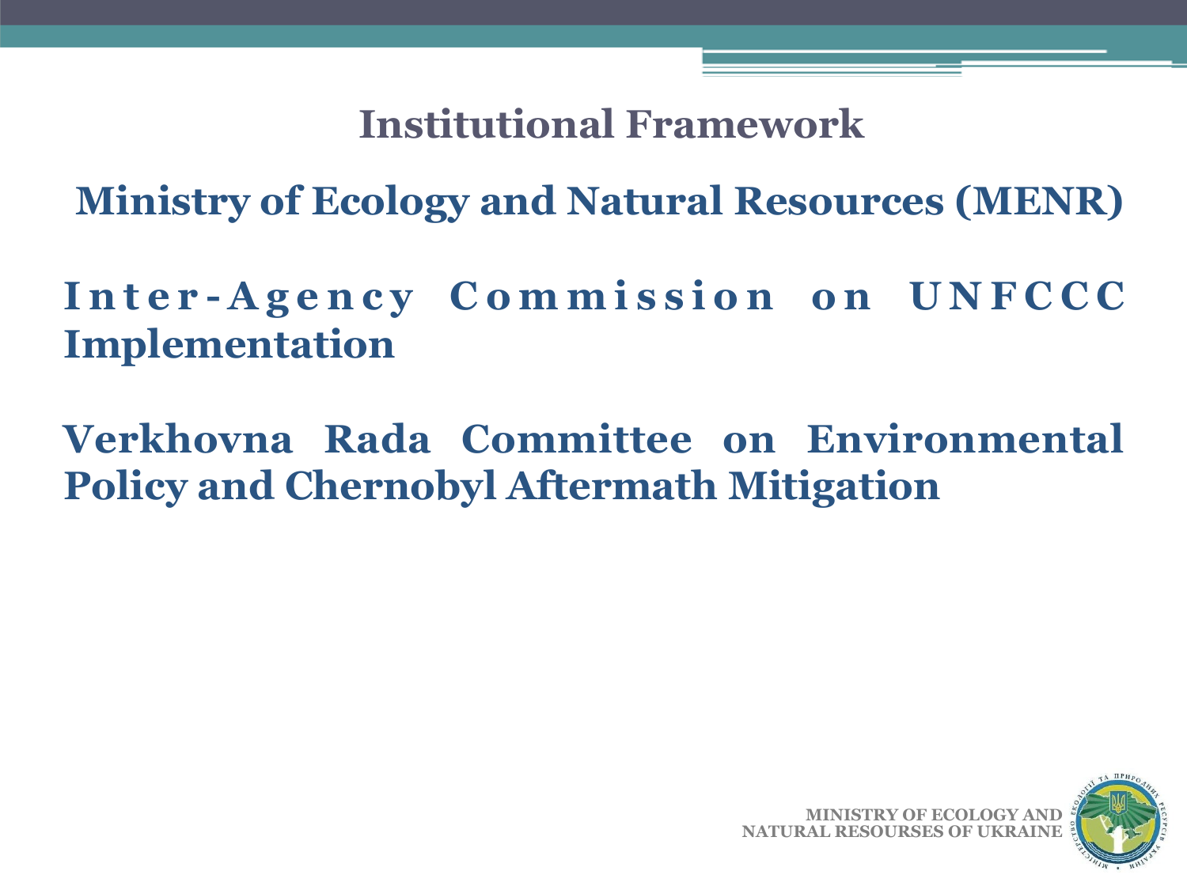# Institutional Framework

## Ministry of Ecology and Natural Resources (MENR)

## Inter-Agency Commission on UNFCCC Implementation

## Verkhovna Rada Committee on Environmental Policy and Chernobyl Aftermath Mitigation

MINISTRY OF ECOLOGY AND NATURAL RESOURSES OF UKRAINE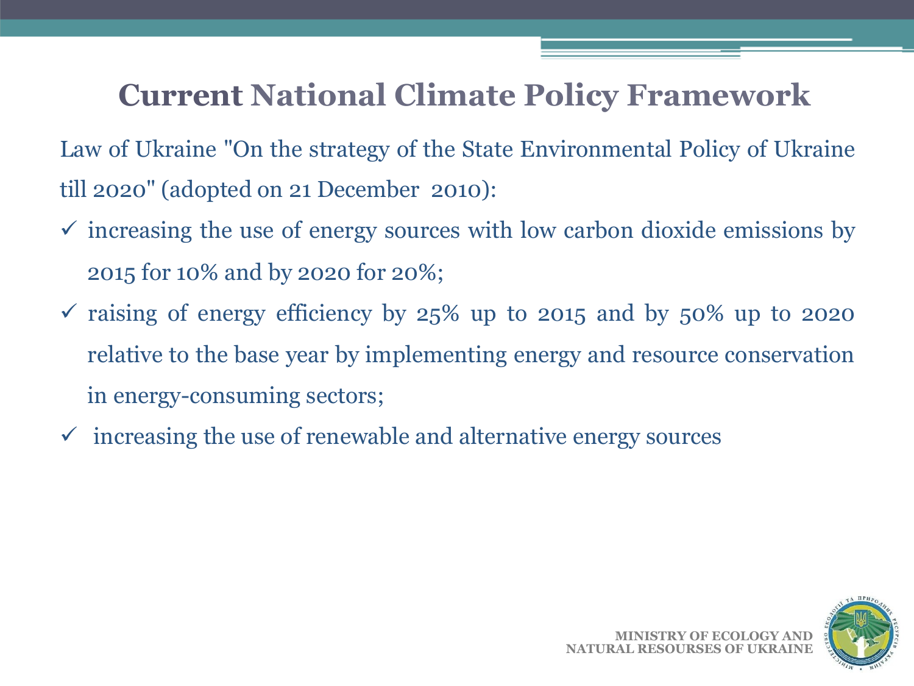# Current National Climate Policy Framework

Law of Ukraine "On the strategy of the State Environmental Policy of Ukraine till 2020" (adopted on 21 December 2010):

- ✓ increasing the use of energy sources with low carbon dioxide emissions by 2015 for 10% and by 2020 for 20%;
- ✓ raising of energy efficiency by 25% up to 2015 and by 50% up to 2020 relative to the base year by implementing energy and resource conservation in energy-consuming sectors;
- ✓ increasing the use of renewable and alternative energy sources

MINISTRY OF ECOLOGY AND NATURAL RESOURSES OF UKRAINE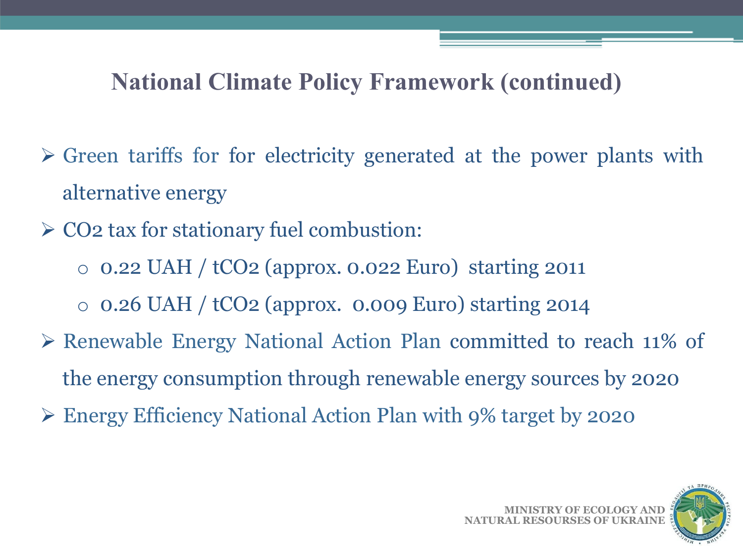# National Climate Policy Framework (continued)

- Green tariffs for for electricity generated at the power plants with alternative energy
- $CO_2$ tax for stationary fuel combustion:
  - 0.22 UAH / $tCO_2$ (approx. 0.022 Euro) starting 2011
  - 0.26 UAH / $tCO_2$ (approx. 0.009 Euro) starting 2014
- Renewable Energy National Action Plan committed to reach 11% of the energy consumption through renewable energy sources by 2020
- Energy Efficiency National Action Plan with 9% target by 2020

MINISTRY OF ECOLOGY AND NATURAL RESOURSES OF UKRAINE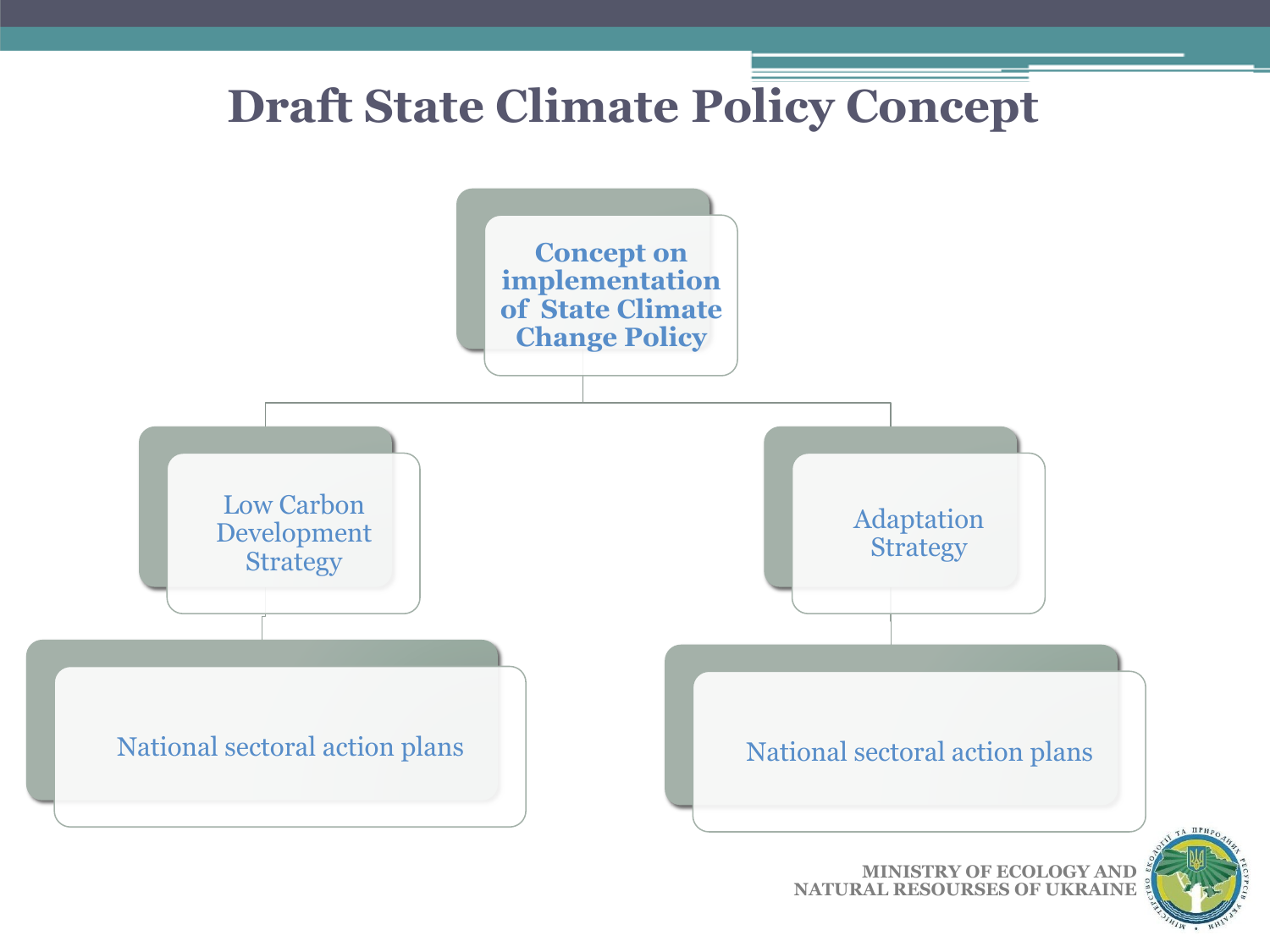# Draft State Climate Policy Concept

- **Concept on implementation of State Climate Change Policy**
  - Low Carbon Development Strategy
    - National sectoral action plans
  - Adaptation Strategy
    - National sectoral action plans

MINISTRY OF ECOLOGY AND NATURAL RESOURSES OF UKRAINE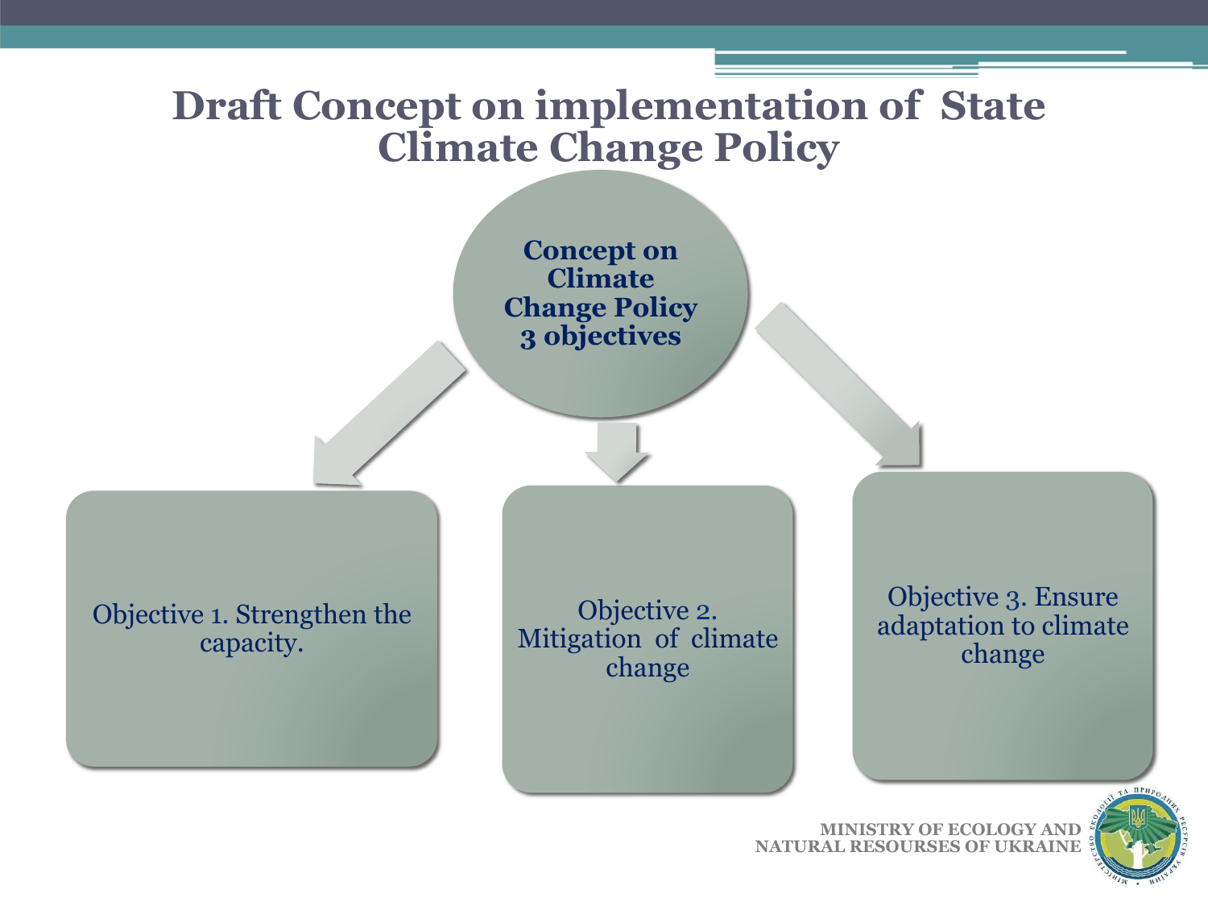# Draft Concept on implementation of State Climate Change Policy

**Concept on Climate Change Policy 3 objectives**

Objective 1. Strengthen the capacity.

Objective 2. Mitigation of climate change

Objective 3. Ensure adaptation to climate change

MINISTRY OF ECOLOGY AND NATURAL RESOURSES OF UKRAINE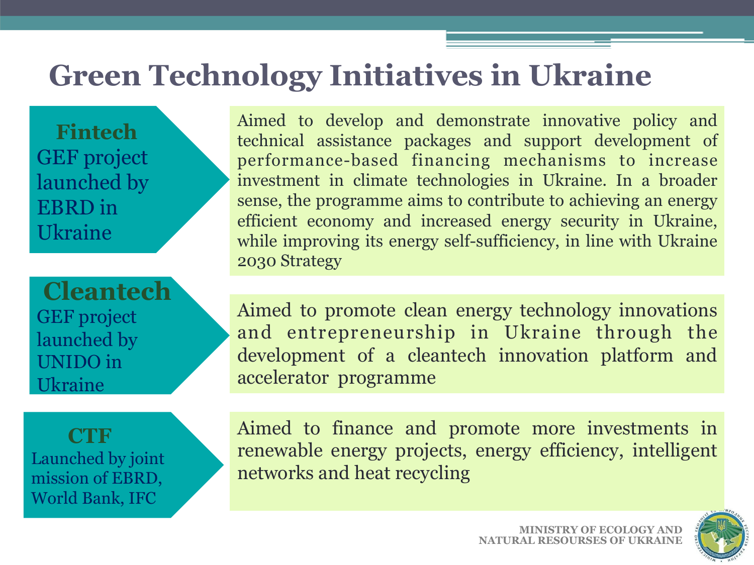# Green Technology Initiatives in Ukraine

**Fintech**
GEF project launched by EBRD in Ukraine

Aimed to develop and demonstrate innovative policy and technical assistance packages and support development of performance-based financing mechanisms to increase investment in climate technologies in Ukraine. In a broader sense, the programme aims to contribute to achieving an energy efficient economy and increased energy security in Ukraine, while improving its energy self-sufficiency, in line with Ukraine 2030 Strategy

**Cleantech**
GEF project launched by UNIDO in Ukraine

Aimed to promote clean energy technology innovations and entrepreneurship in Ukraine through the development of a cleantech innovation platform and accelerator programme

**CTF**
Launched by joint mission of EBRD, World Bank, IFC

Aimed to finance and promote more investments in renewable energy projects, energy efficiency, intelligent networks and heat recycling

MINISTRY OF ECOLOGY AND NATURAL RESOURSES OF UKRAINE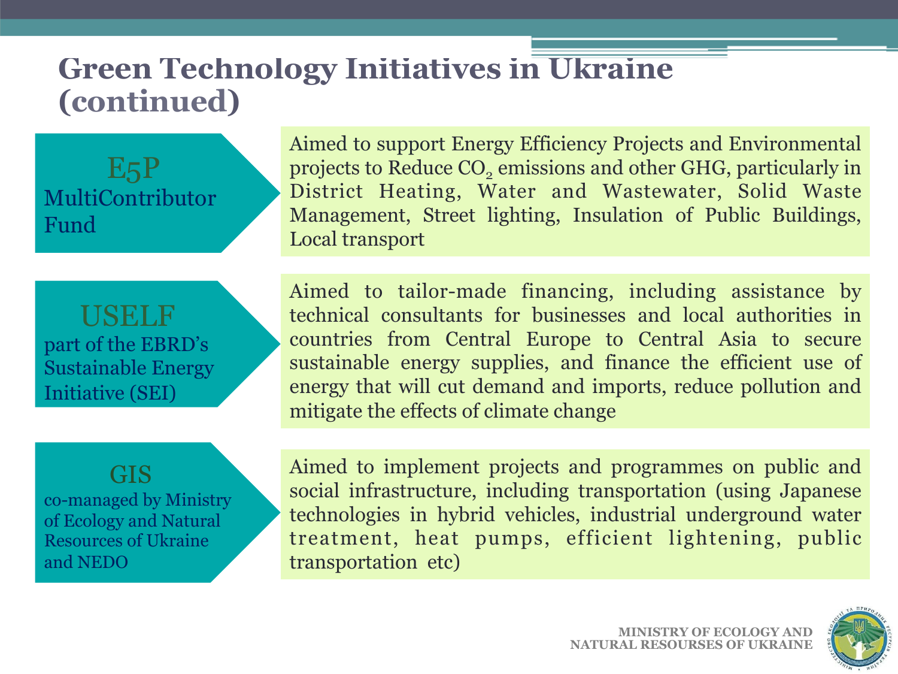# Green Technology Initiatives in Ukraine (continued)

**E5P**
MultiContributor Fund

Aimed to support Energy Efficiency Projects and Environmental projects to Reduce $CO_2$ emissions and other GHG, particularly in District Heating, Water and Wastewater, Solid Waste Management, Street lighting, Insulation of Public Buildings, Local transport

**USELF**
part of the EBRD's Sustainable Energy Initiative (SEI)

Aimed to tailor-made financing, including assistance by technical consultants for businesses and local authorities in countries from Central Europe to Central Asia to secure sustainable energy supplies, and finance the efficient use of energy that will cut demand and imports, reduce pollution and mitigate the effects of climate change

**GIS**
co-managed by Ministry of Ecology and Natural Resources of Ukraine and NEDO

Aimed to implement projects and programmes on public and social infrastructure, including transportation (using Japanese technologies in hybrid vehicles, industrial underground water treatment, heat pumps, efficient lightening, public transportation etc)

MINISTRY OF ECOLOGY AND NATURAL RESOURSES OF UKRAINE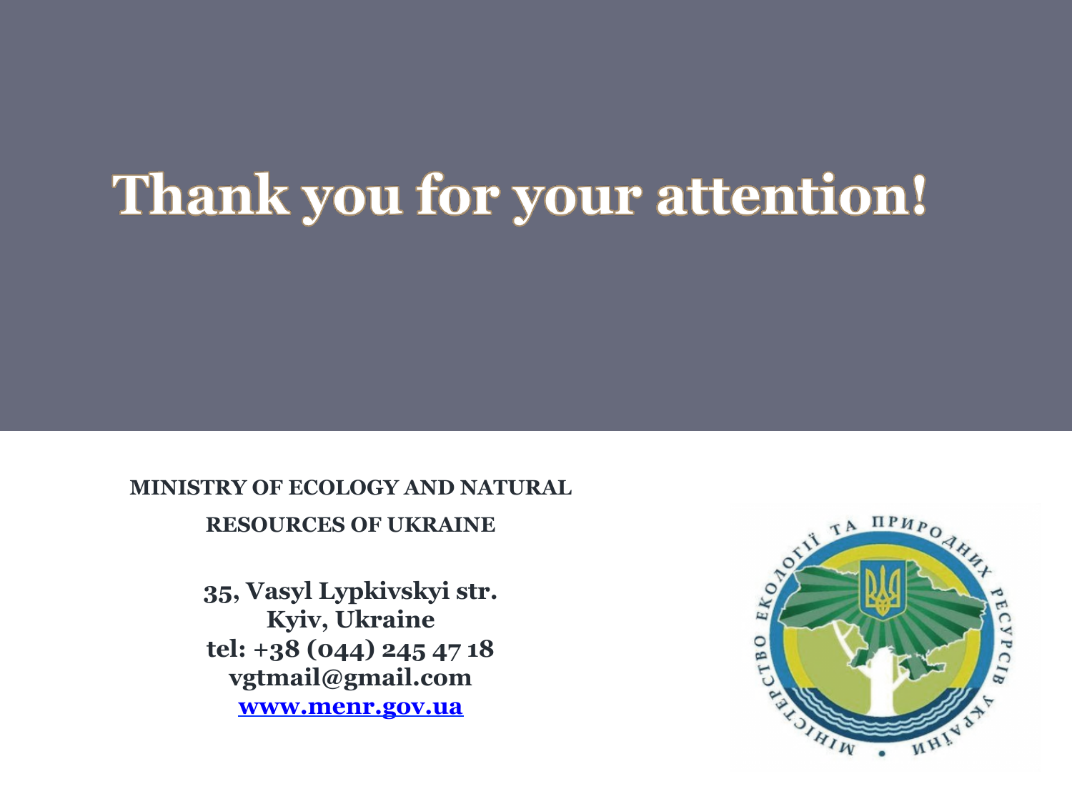# Thank you for your attention!

**MINISTRY OF ECOLOGY AND NATURAL RESOURCES OF UKRAINE**

**35, Vasyl Lypkivskyi str.**
**Kyiv, Ukraine**
**tel: +38 (044) 245 47 18**
**vgtmail@gmail.com**
**www.menr.gov.ua**